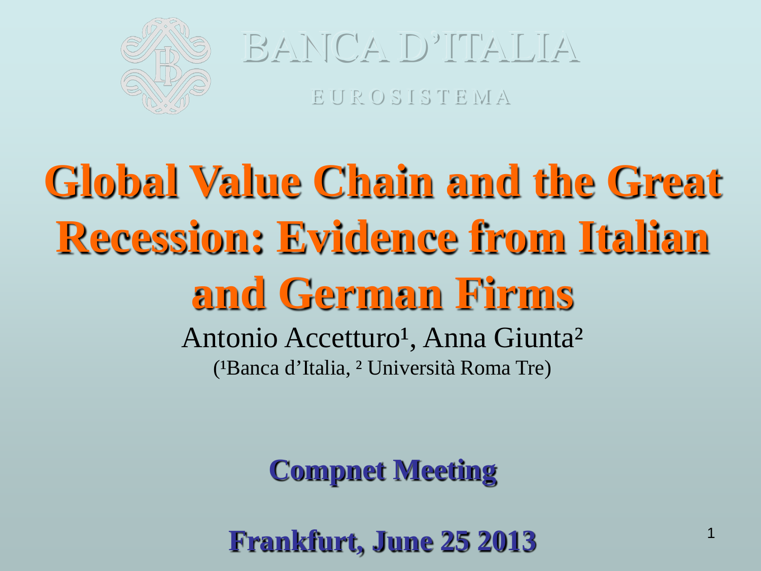BANCA D'ITALIA

EUROSISTEMA

# Global Value Chain and the Great Recession: Evidence from Italian and German Firms

Antonio Accetturo[1], Anna Giunta[2]

([1]Banca d'Italia, [2] Università Roma Tre)

**Compnet Meeting**

**Frankfurt, June 25 2013**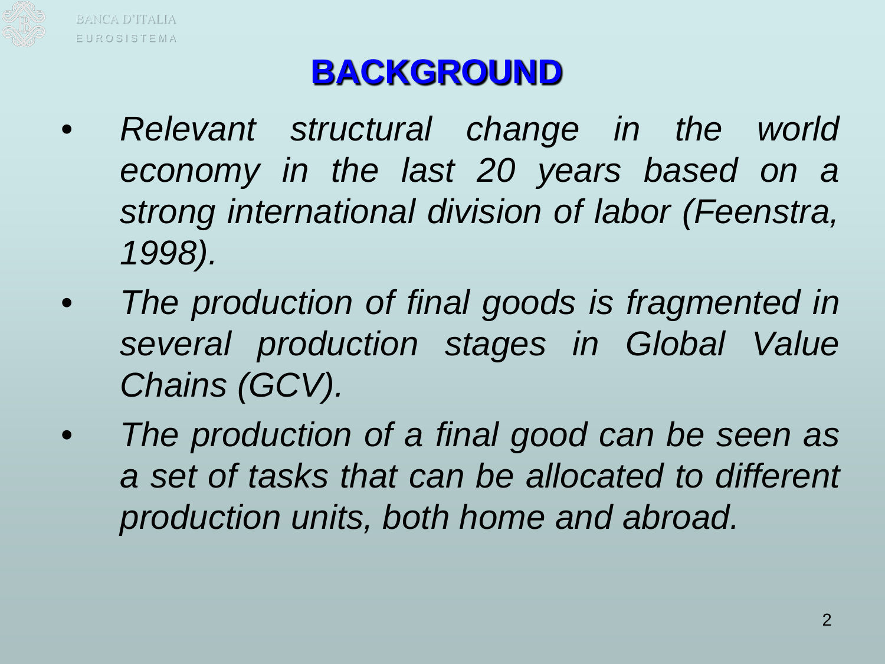# BACKGROUND

- *Relevant structural change in the world economy in the last 20 years based on a strong international division of labor (Feenstra, 1998).*
- *The production of final goods is fragmented in several production stages in Global Value Chains (GCV).*
- *The production of a final good can be seen as a set of tasks that can be allocated to different production units, both home and abroad.*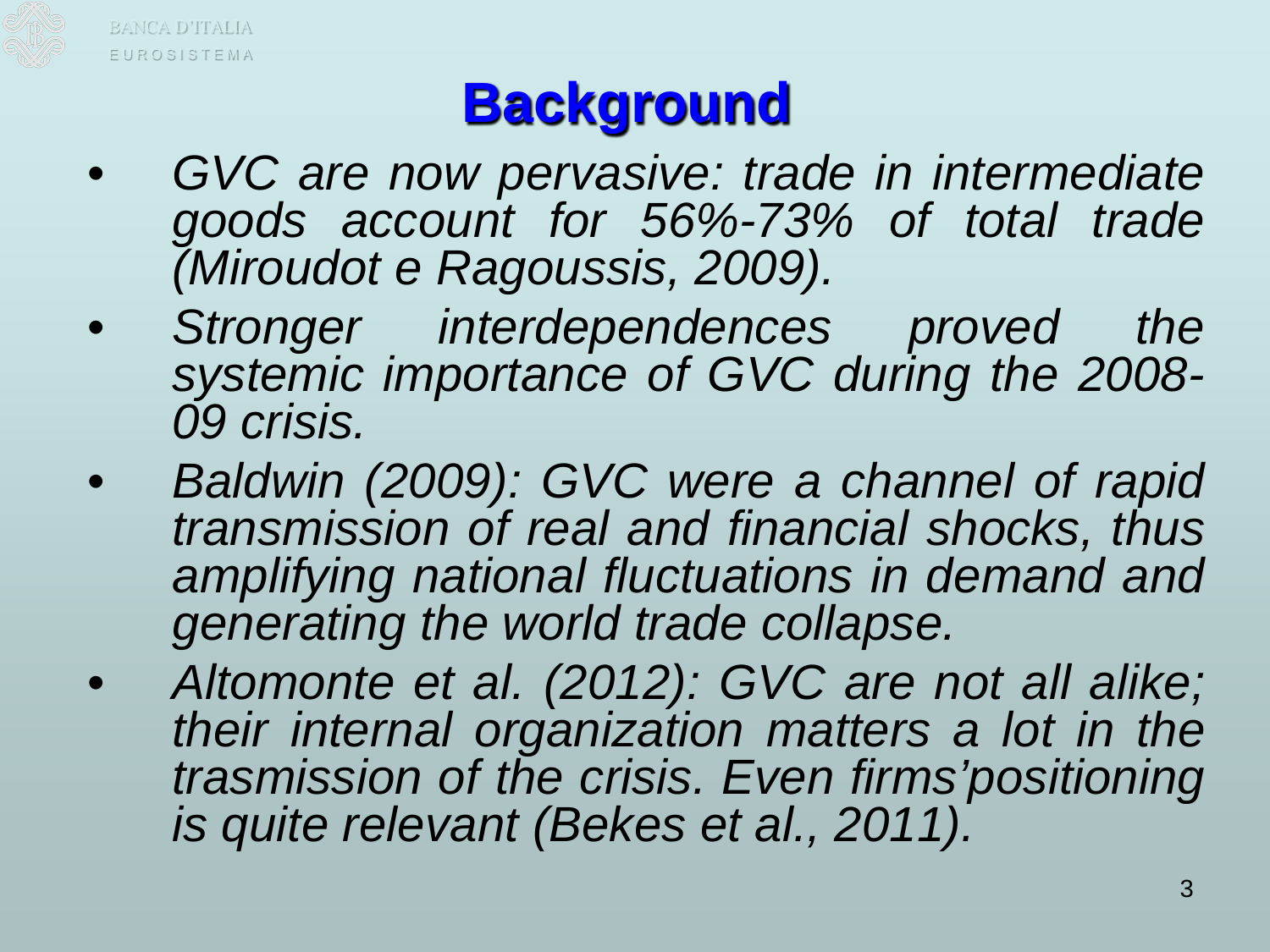# Background

- *GVC are now pervasive: trade in intermediate goods account for 56%-73% of total trade (Miroudot e Ragoussis, 2009).*
- *Stronger interdependences proved the systemic importance of GVC during the 2008-09 crisis.*
- *Baldwin (2009): GVC were a channel of rapid transmission of real and financial shocks, thus amplifying national fluctuations in demand and generating the world trade collapse.*
- *Altomonte et al. (2012): GVC are not all alike; their internal organization matters a lot in the trasmission of the crisis. Even firms'positioning is quite relevant (Bekes et al., 2011).*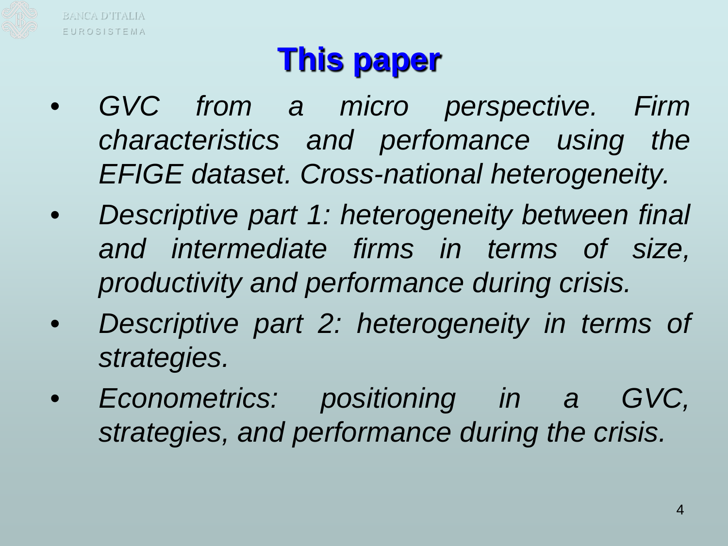# This paper

- *GVC from a micro perspective. Firm characteristics and perfomance using the EFIGE dataset. Cross-national heterogeneity.*
- *Descriptive part 1: heterogeneity between final and intermediate firms in terms of size, productivity and performance during crisis.*
- *Descriptive part 2: heterogeneity in terms of strategies.*
- *Econometrics: positioning in a GVC, strategies, and performance during the crisis.*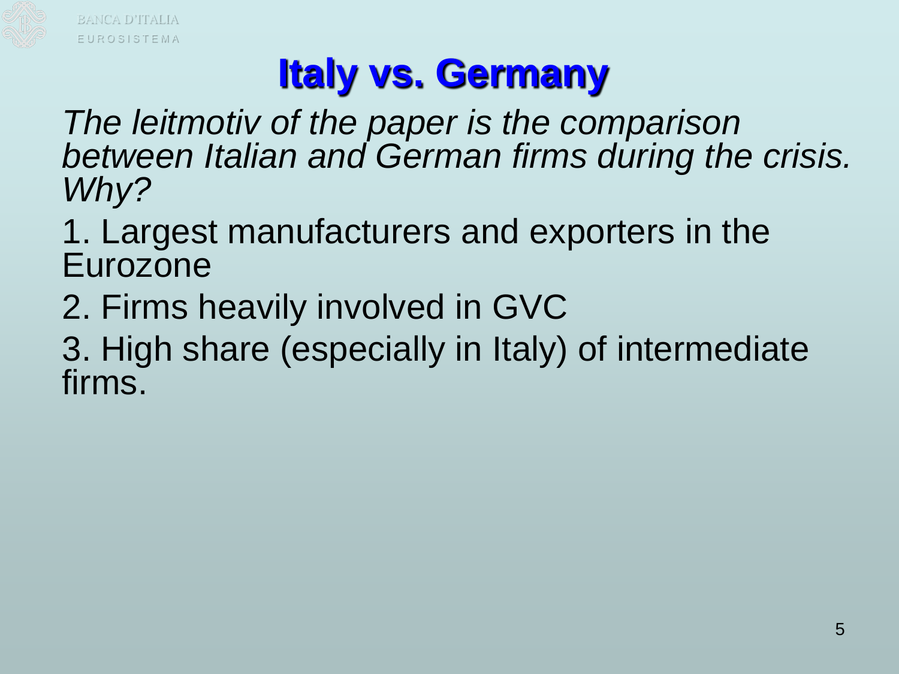# Italy vs. Germany

*The leitmotiv of the paper is the comparison between Italian and German firms during the crisis. Why?*

1. Largest manufacturers and exporters in the Eurozone
2. Firms heavily involved in GVC
3. High share (especially in Italy) of intermediate firms.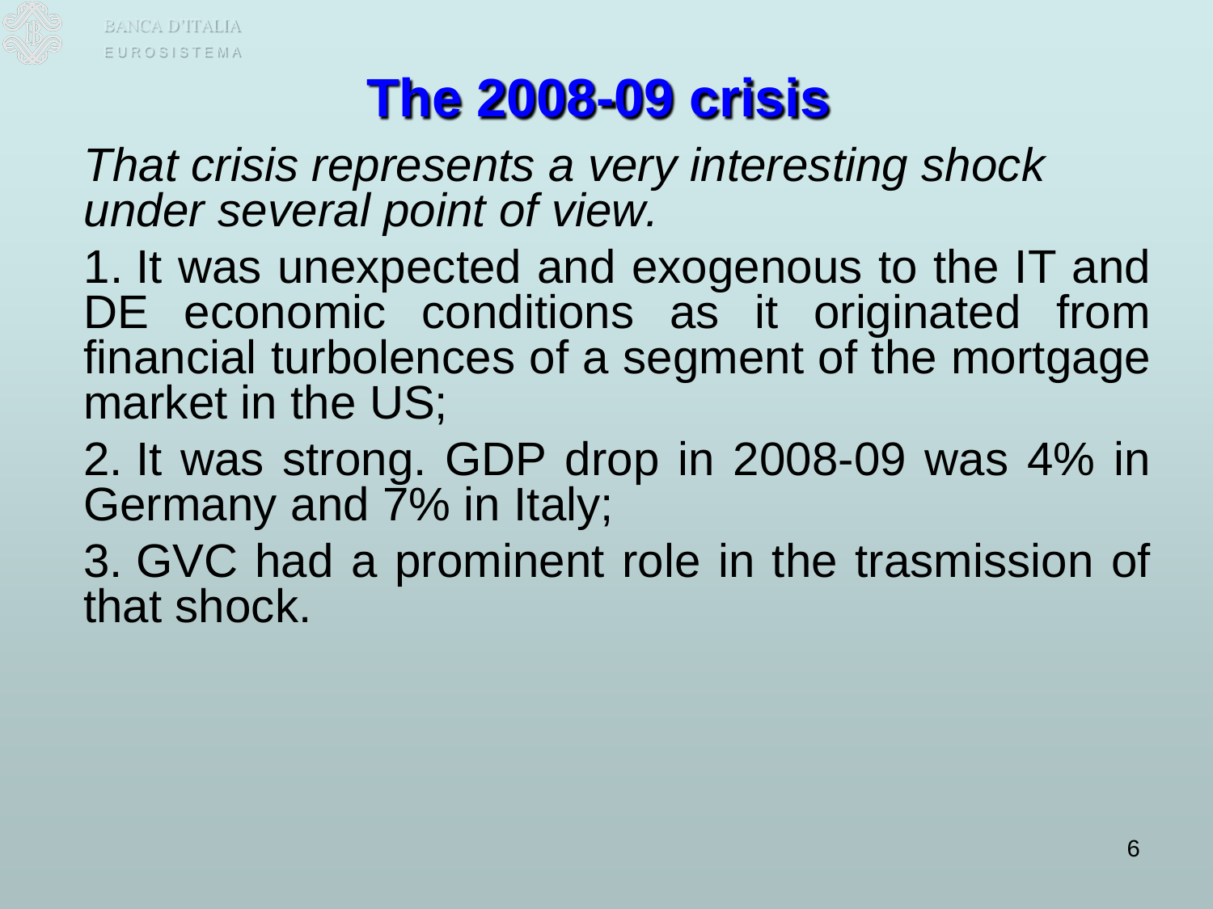# The 2008-09 crisis

*That crisis represents a very interesting shock under several point of view.*

1. It was unexpected and exogenous to the IT and DE economic conditions as it originated from financial turbolences of a segment of the mortgage market in the US;

2. It was strong. GDP drop in 2008-09 was 4% in Germany and 7% in Italy;

3. GVC had a prominent role in the trasmission of that shock.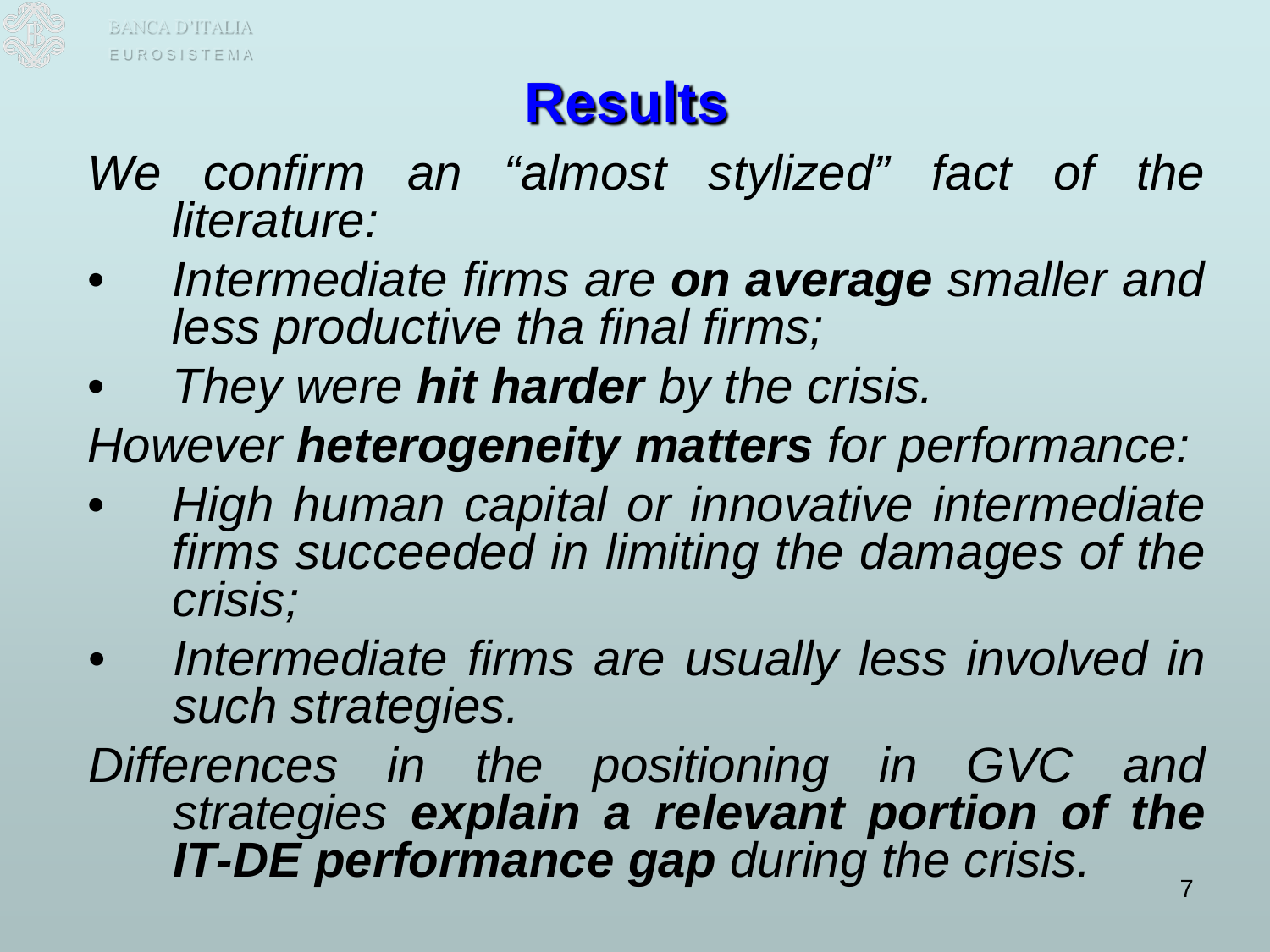# Results

*We confirm an "almost stylized" fact of the literature:*

- *Intermediate firms are **on average** smaller and less productive tha final firms;*
- *They were **hit harder** by the crisis.*

*However **heterogeneity matters** for performance:*

- *High human capital or innovative intermediate firms succeeded in limiting the damages of the crisis;*
- *Intermediate firms are usually less involved in such strategies.*

*Differences in the positioning in GVC and strategies **explain a relevant portion of the IT-DE performance gap** during the crisis.*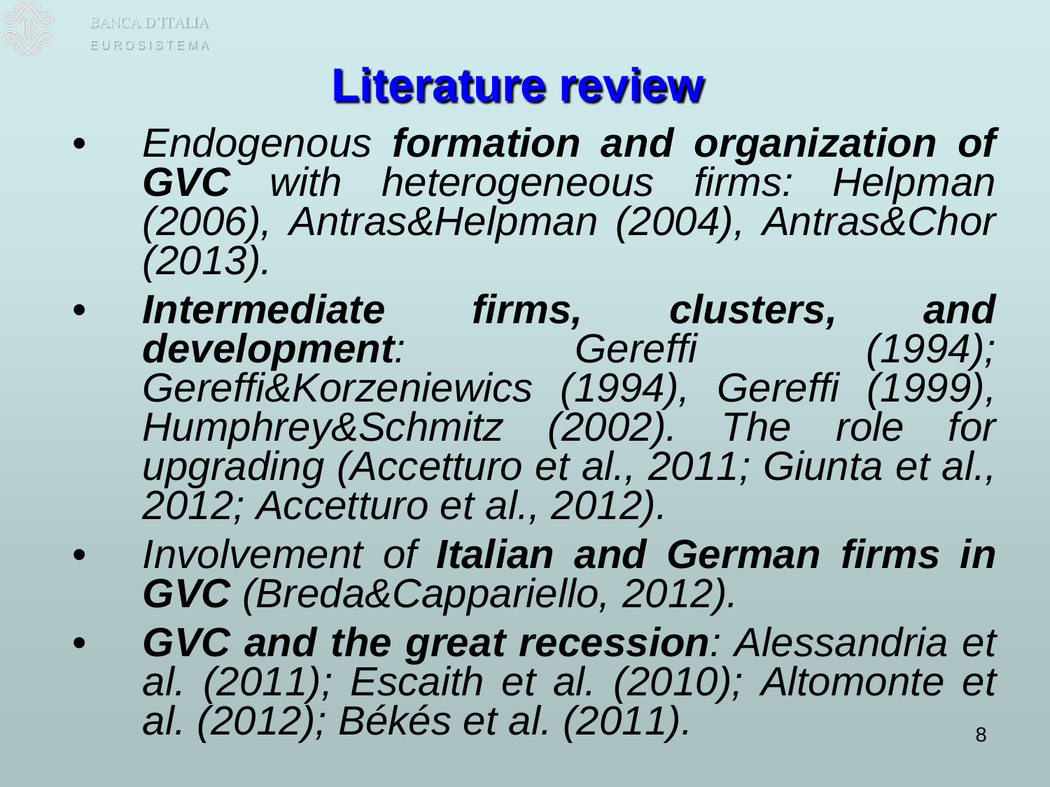# Literature review

- *Endogenous **formation and organization of GVC** with heterogeneous firms: Helpman (2006), Antras&Helpman (2004), Antras&Chor (2013).*
- ***Intermediate firms, clusters, and development**: Gereffi (1994); Gereffi&Korzeniewics (1994), Gereffi (1999), Humphrey&Schmitz (2002). The role for upgrading (Accetturo et al., 2011; Giunta et al., 2012; Accetturo et al., 2012).*
- *Involvement of **Italian and German firms in GVC** (Breda&Cappariello, 2012).*
- ***GVC and the great recession**: Alessandria et al. (2011); Escaith et al. (2010); Altomonte et al. (2012); Békés et al. (2011).*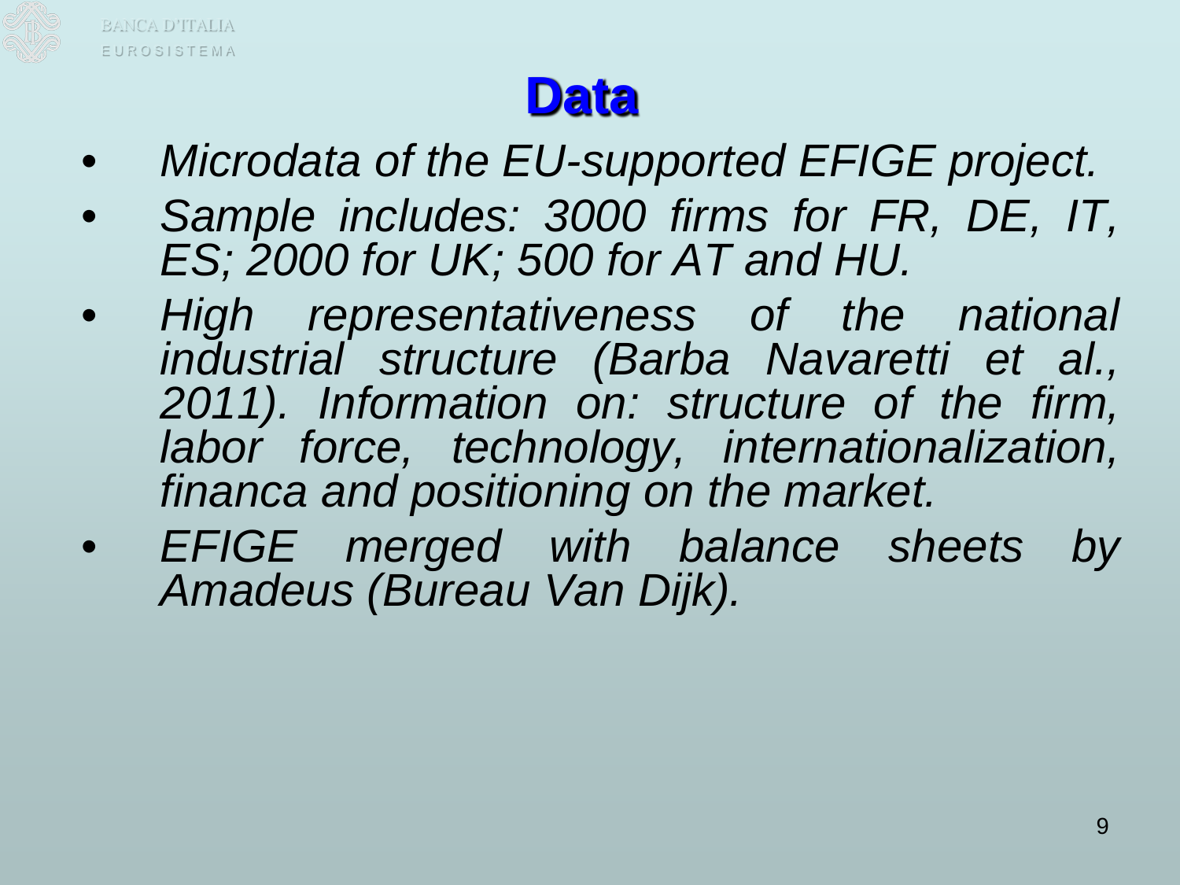# Data

- *Microdata of the EU-supported EFIGE project.*
- *Sample includes: 3000 firms for FR, DE, IT, ES; 2000 for UK; 500 for AT and HU.*
- *High representativeness of the national industrial structure (Barba Navaretti et al., 2011). Information on: structure of the firm, labor force, technology, internationalization, financa and positioning on the market.*
- *EFIGE merged with balance sheets by Amadeus (Bureau Van Dijk).*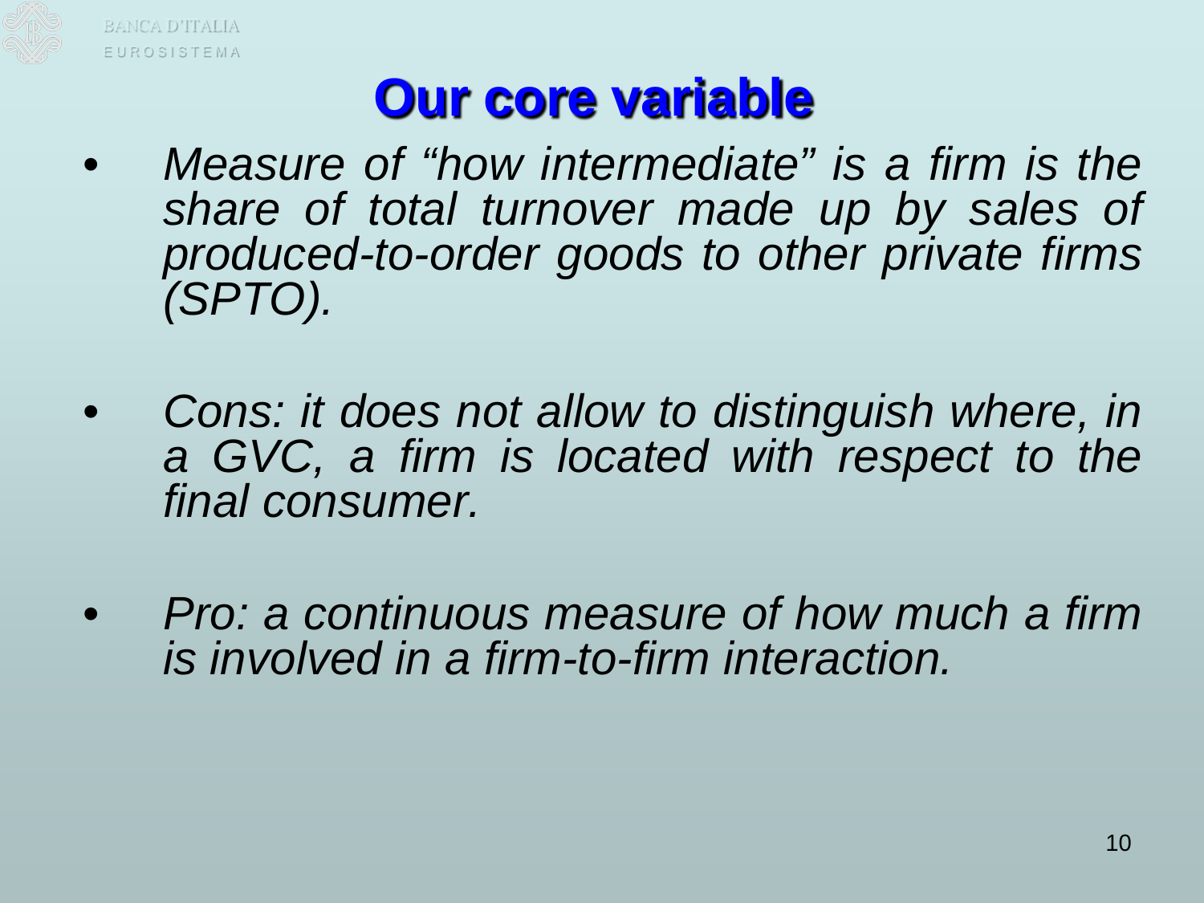# Our core variable

- *Measure of "how intermediate" is a firm is the share of total turnover made up by sales of produced-to-order goods to other private firms (SPTO).*

- *Cons: it does not allow to distinguish where, in a GVC, a firm is located with respect to the final consumer.*

- *Pro: a continuous measure of how much a firm is involved in a firm-to-firm interaction.*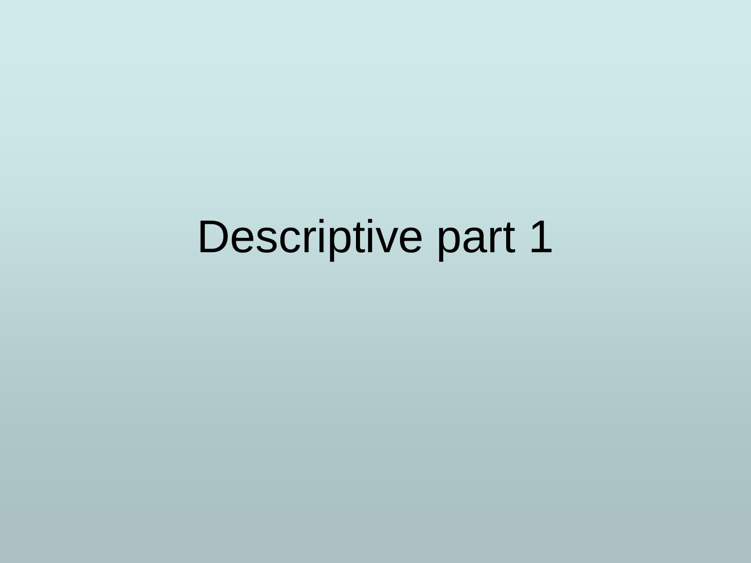# Descriptive part 1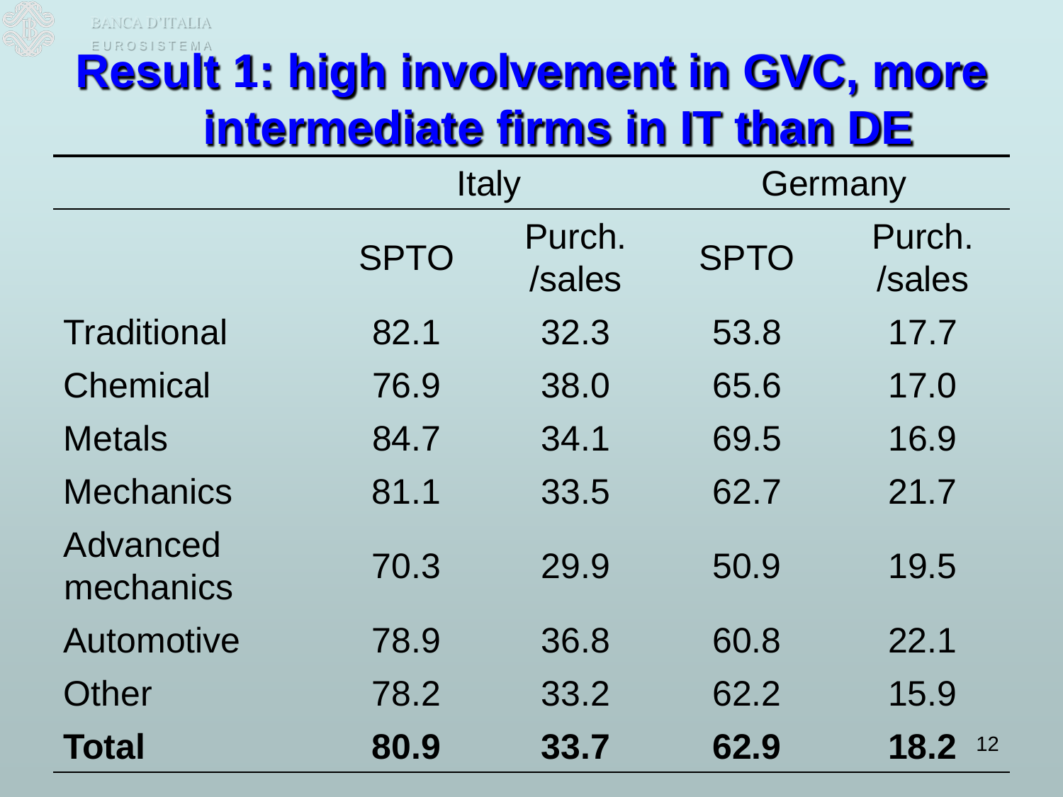# Result 1: high involvement in GVC, more intermediate firms in IT than DE

| | Italy | | Germany | |
|---|---|---|---|---|
| | SPTO | Purch. /sales | SPTO | Purch. /sales |
| Traditional | 82.1 | 32.3 | 53.8 | 17.7 |
| Chemical | 76.9 | 38.0 | 65.6 | 17.0 |
| Metals | 84.7 | 34.1 | 69.5 | 16.9 |
| Mechanics | 81.1 | 33.5 | 62.7 | 21.7 |
| Advanced mechanics | 70.3 | 29.9 | 50.9 | 19.5 |
| Automotive | 78.9 | 36.8 | 60.8 | 22.1 |
| Other | 78.2 | 33.2 | 62.2 | 15.9 |
| **Total** | **80.9** | **33.7** | **62.9** | **18.2** |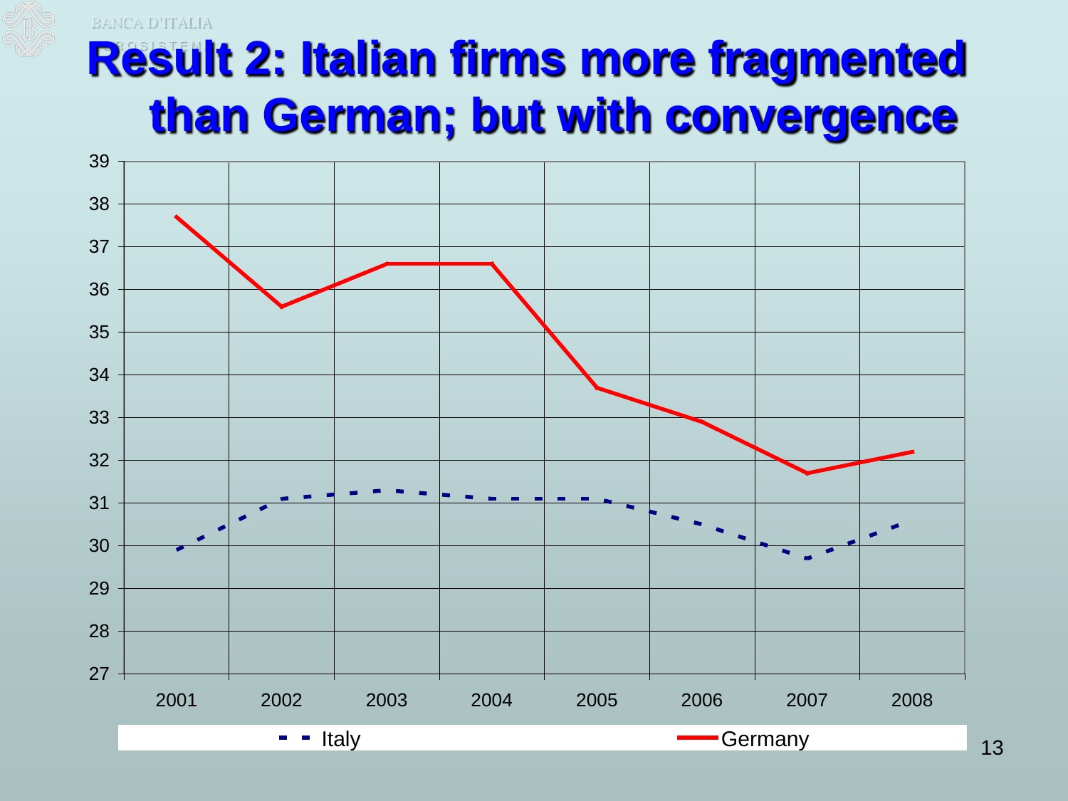# Result 2: Italian firms more fragmented than German; but with convergence

| Year | Italy | Germany |
|---|---|---|
| 2001 | 29.9 | 37.7 |
| 2002 | 31.1 | 35.6 |
| 2003 | 31.3 | 36.6 |
| 2004 | 31.1 | 36.6 |
| 2005 | 31.1 | 33.7 |
| 2006 | 30.5 | 32.9 |
| 2007 | 29.7 | 31.7 |
| 2008 | 30.5 | 32.2 |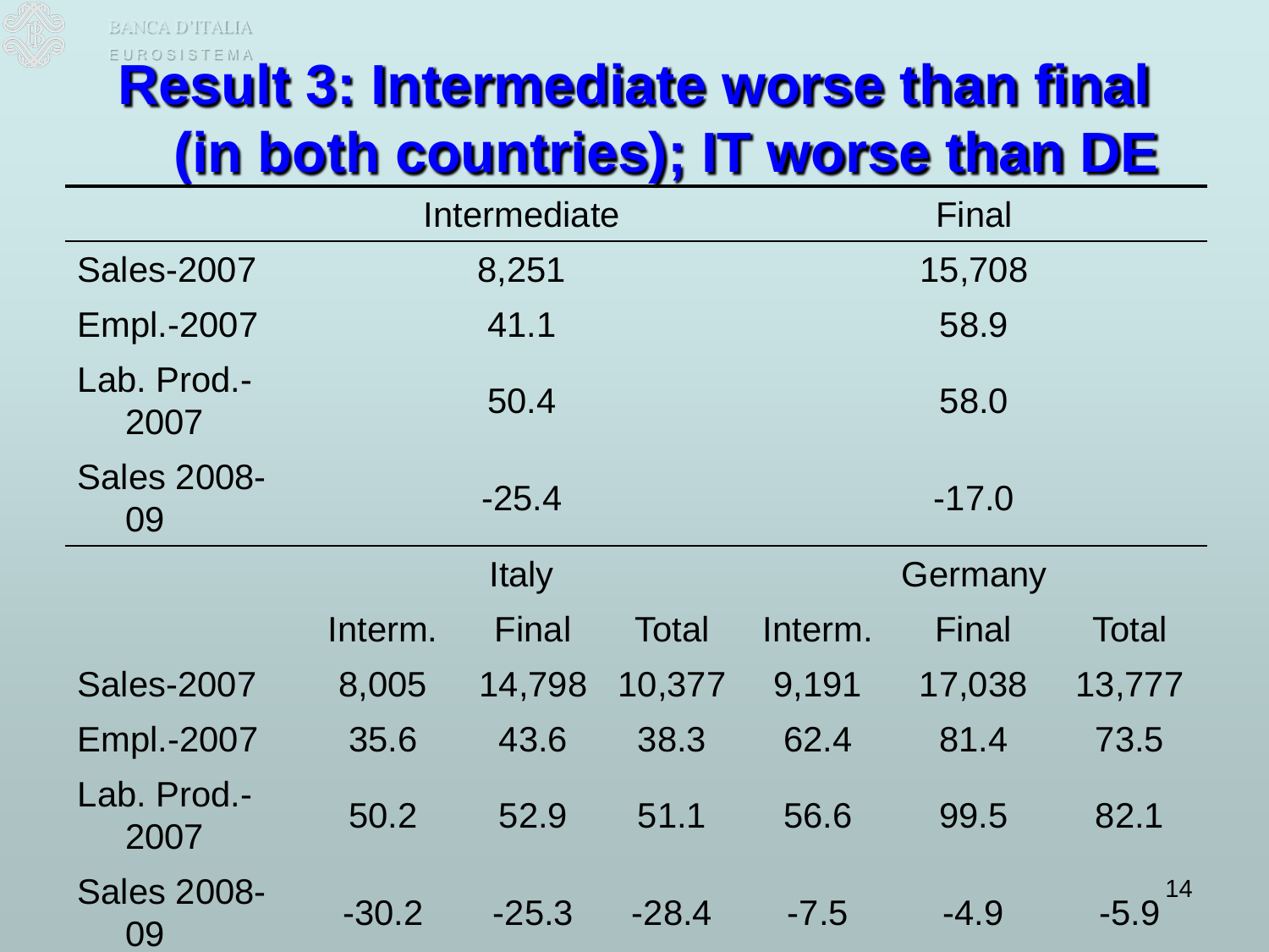# Result 3: Intermediate worse than final (in both countries); IT worse than DE

| | Intermediate | | | Final | | |
|---|---|---|---|---|---|---|
| Sales-2007 | 8,251 | | | 15,708 | | |
| Empl.-2007 | 41.1 | | | 58.9 | | |
| Lab. Prod.-2007 | 50.4 | | | 58.0 | | |
| Sales 2008-09 | -25.4 | | | -17.0 | | |
| | Italy | | | Germany | | |
| | Interm. | Final | Total | Interm. | Final | Total |
| Sales-2007 | 8,005 | 14,798 | 10,377 | 9,191 | 17,038 | 13,777 |
| Empl.-2007 | 35.6 | 43.6 | 38.3 | 62.4 | 81.4 | 73.5 |
| Lab. Prod.-2007 | 50.2 | 52.9 | 51.1 | 56.6 | 99.5 | 82.1 |
| Sales 2008-09 | -30.2 | -25.3 | -28.4 | -7.5 | -4.9 | -5.9 |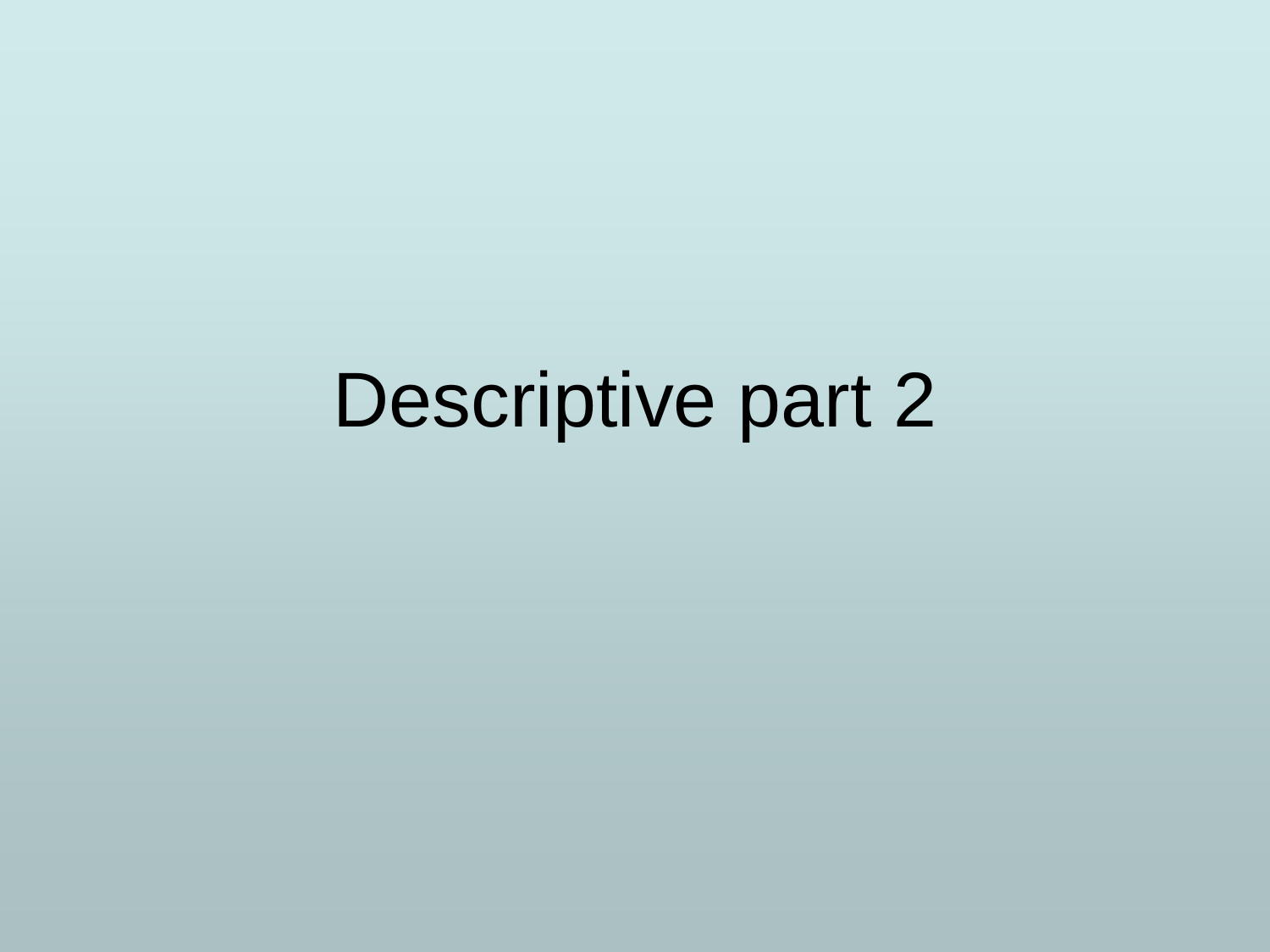# Descriptive part 2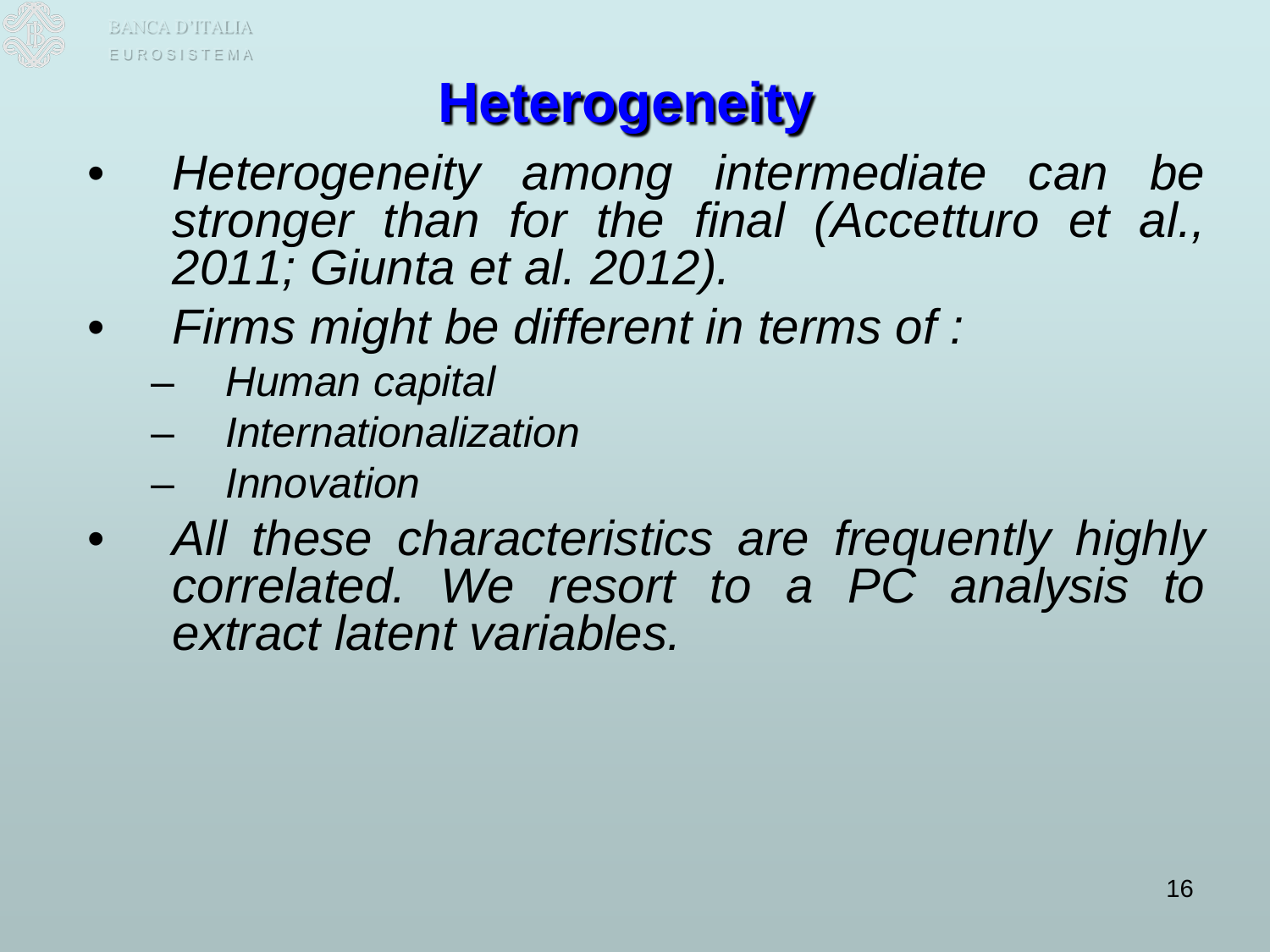# Heterogeneity

- *Heterogeneity among intermediate can be stronger than for the final (Accetturo et al., 2011; Giunta et al. 2012).*
- *Firms might be different in terms of :*
  - *Human capital*
  - *Internationalization*
  - *Innovation*
- *All these characteristics are frequently highly correlated. We resort to a PC analysis to extract latent variables.*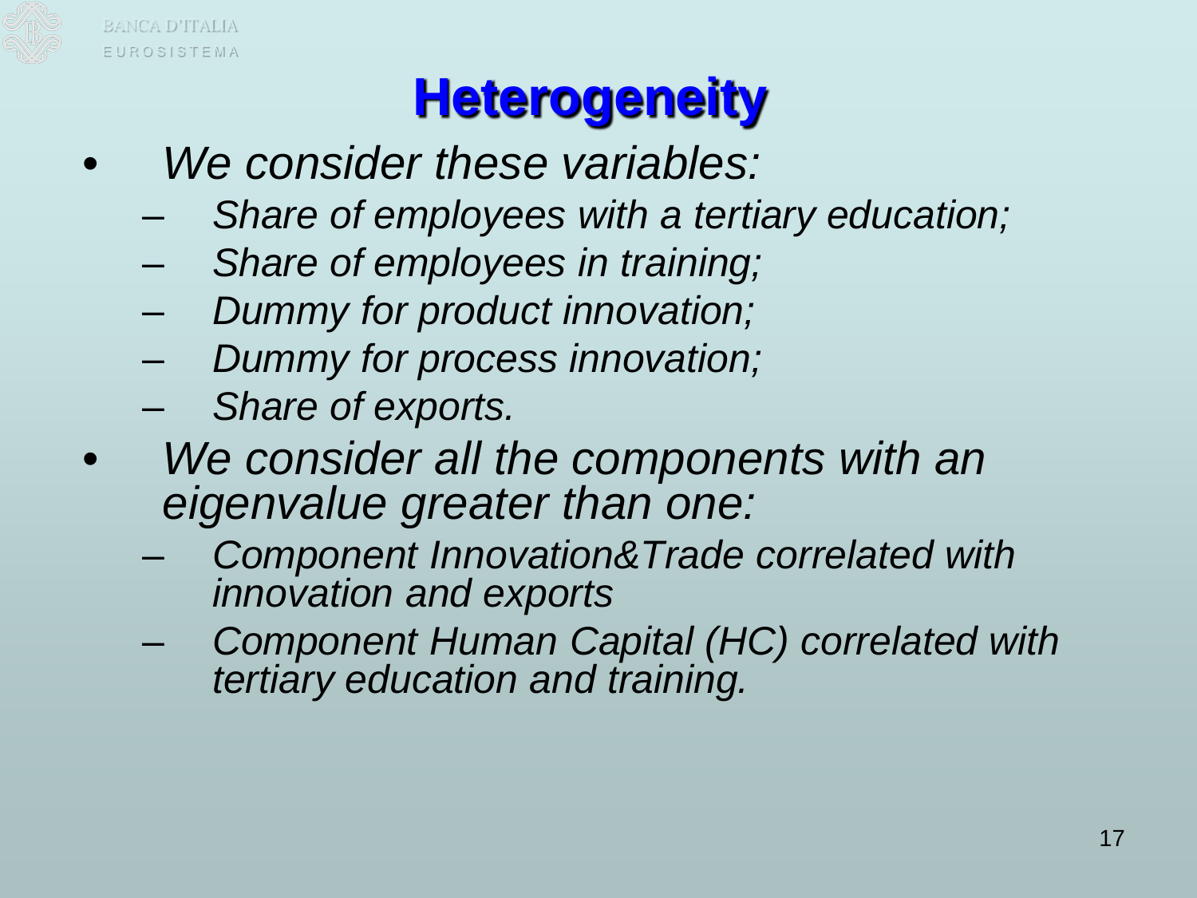# Heterogeneity

- *We consider these variables:*
  - *Share of employees with a tertiary education;*
  - *Share of employees in training;*
  - *Dummy for product innovation;*
  - *Dummy for process innovation;*
  - *Share of exports.*
- *We consider all the components with an eigenvalue greater than one:*
  - *Component Innovation&Trade correlated with innovation and exports*
  - *Component Human Capital (HC) correlated with tertiary education and training.*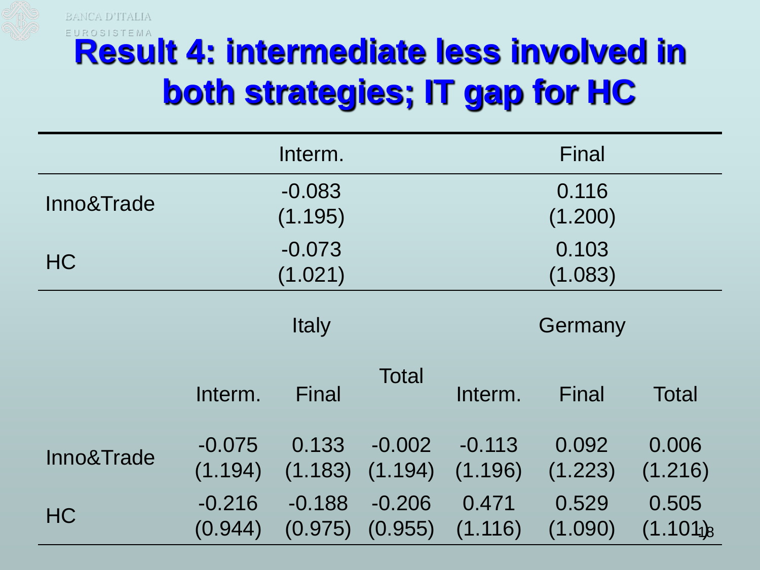# Result 4: intermediate less involved in both strategies; IT gap for HC

| | Interm. | Final |
|---|---|---|
| Inno&Trade | -0.083<br>(1.195) | 0.116<br>(1.200) |
| HC | -0.073<br>(1.021) | 0.103<br>(1.083) |

| | Italy | | | Germany | | |
|---|---|---|---|---|---|---|
| | Interm. | Final | Total | Interm. | Final | Total |
| Inno&Trade | -0.075<br>(1.194) | 0.133<br>(1.183) | -0.002<br>(1.194) | -0.113<br>(1.196) | 0.092<br>(1.223) | 0.006<br>(1.216) |
| HC | -0.216<br>(0.944) | -0.188<br>(0.975) | -0.206<br>(0.955) | 0.471<br>(1.116) | 0.529<br>(1.090) | 0.505<br>(1.101) |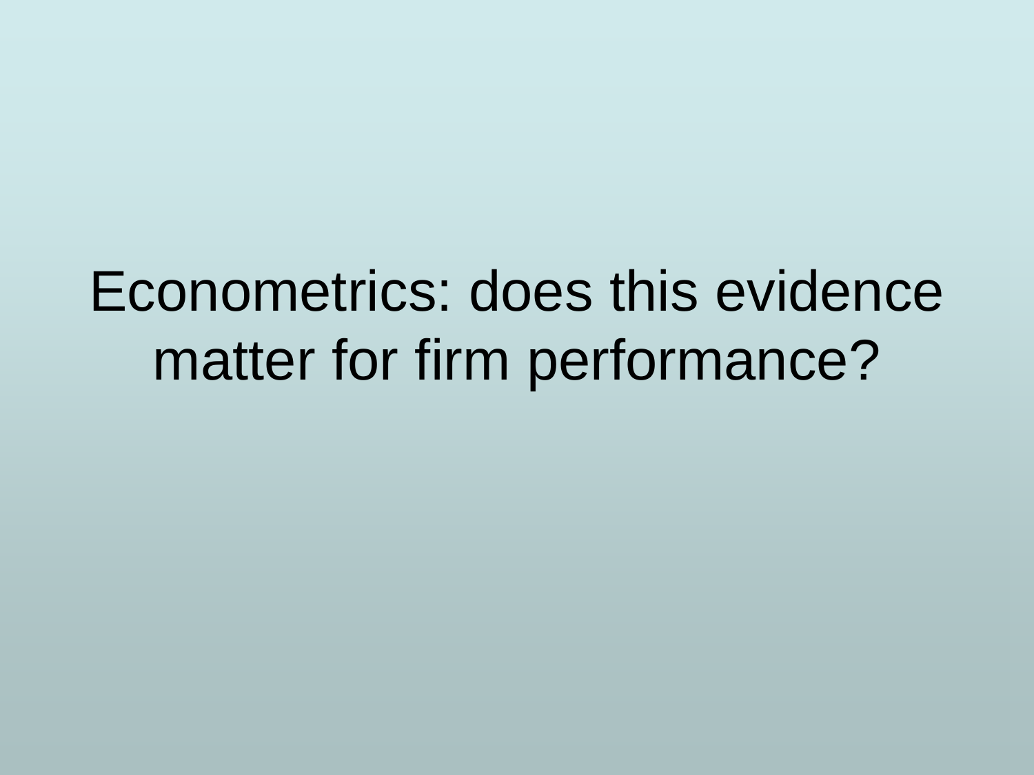# Econometrics: does this evidence matter for firm performance?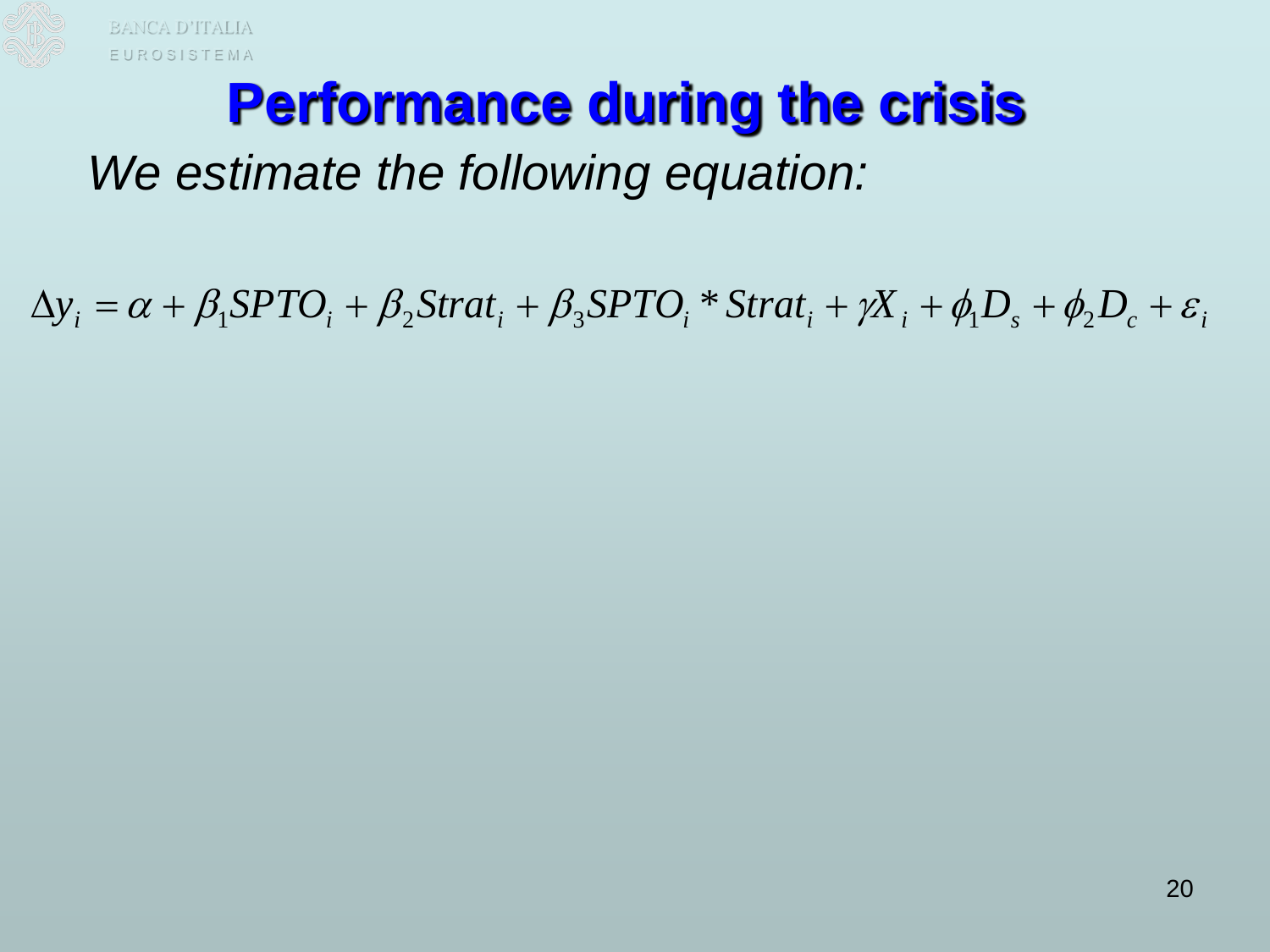# Performance during the crisis

*We estimate the following equation:*

$$\Delta y_i = \alpha + \beta_1 SPTO_i + \beta_2 Strat_i + \beta_3 SPTO_i * Strat_i + \gamma X_i + \phi_1 D_s + \phi_2 D_c + \varepsilon_i$$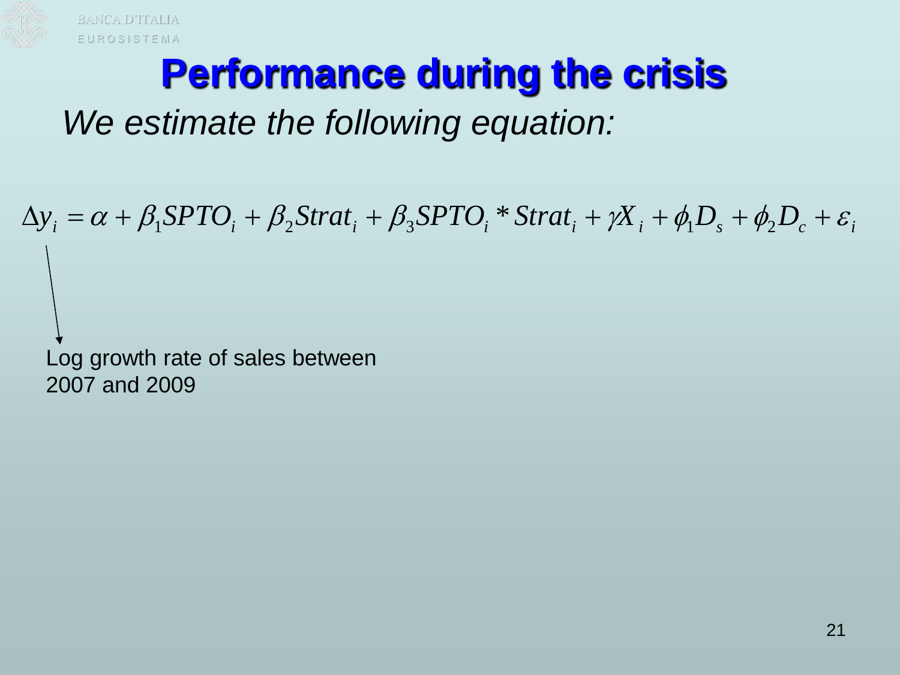# Performance during the crisis

*We estimate the following equation:*

$$\Delta y_i = \alpha + \beta_1 SPTO_i + \beta_2 Strat_i + \beta_3 SPTO_i * Strat_i + \gamma X_i + \phi_1 D_s + \phi_2 D_c + \varepsilon_i$$

Log growth rate of sales between 2007 and 2009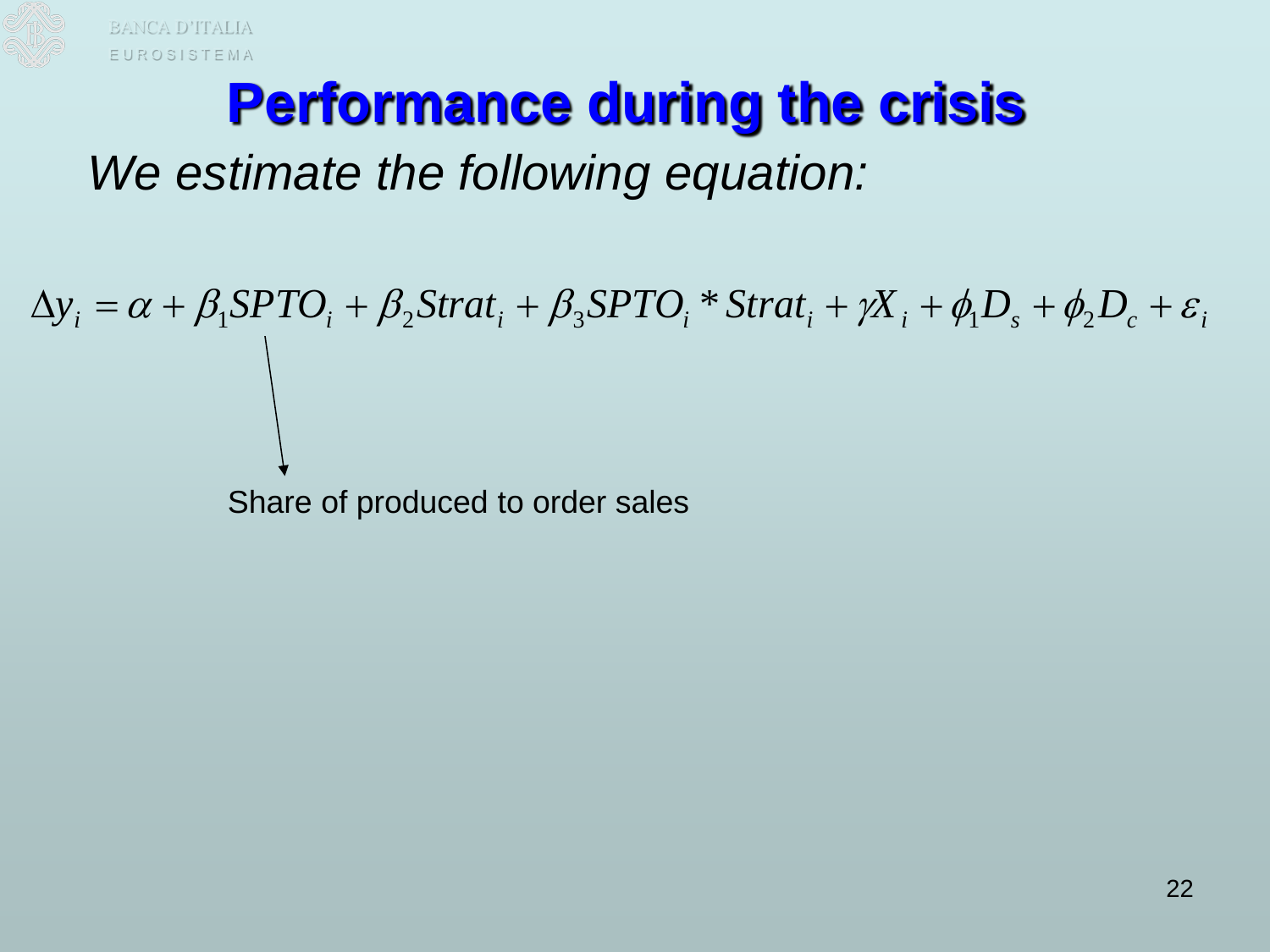# Performance during the crisis

*We estimate the following equation:*

$$\Delta y_i = \alpha + \beta_1 SPTO_i + \beta_2 Strat_i + \beta_3 SPTO_i * Strat_i + \gamma X_i + \phi_1 D_s + \phi_2 D_c + \varepsilon_i$$

Share of produced to order sales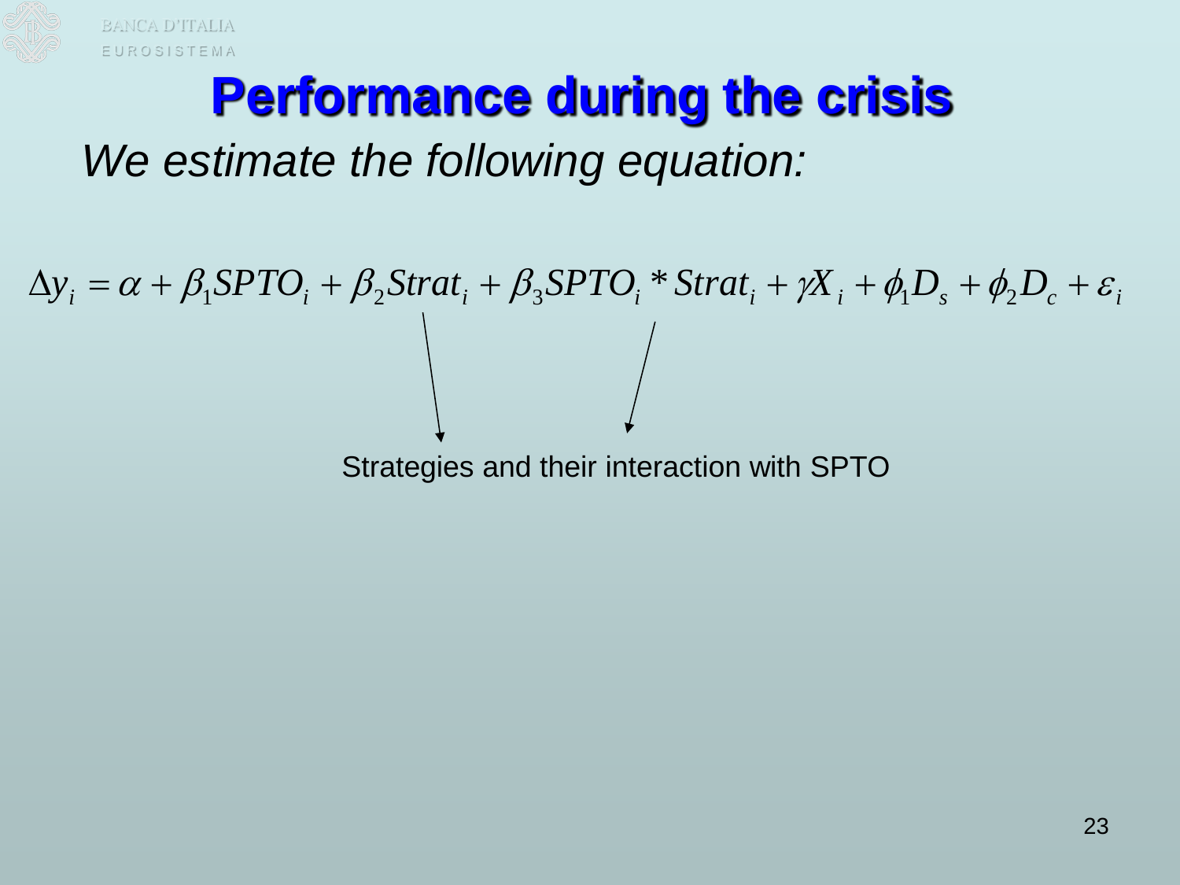# Performance during the crisis

*We estimate the following equation:*

$$\Delta y_i = \alpha + \beta_1 SPTO_i + \beta_2 Strat_i + \beta_3 SPTO_i * Strat_i + \gamma X_i + \phi_1 D_s + \phi_2 D_c + \varepsilon_i$$

Strategies and their interaction with SPTO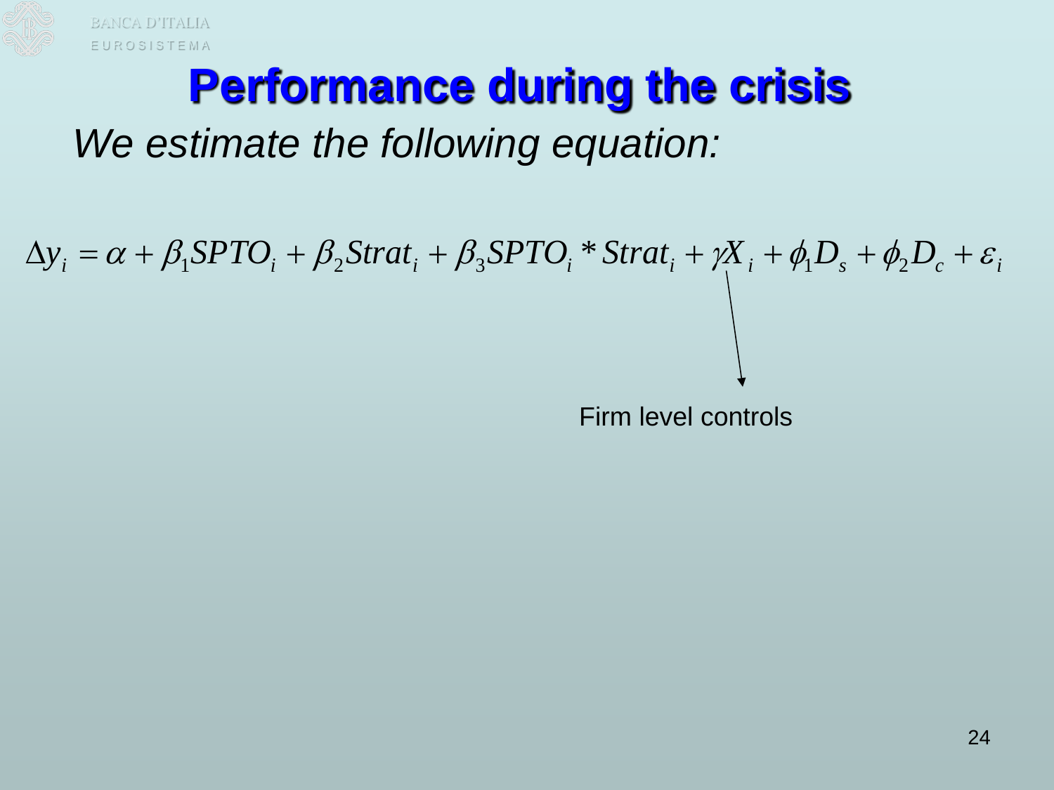# Performance during the crisis

*We estimate the following equation:*

$$\Delta y_i = \alpha + \beta_1 SPTO_i + \beta_2 Strat_i + \beta_3 SPTO_i * Strat_i + \gamma X_i + \phi_1 D_s + \phi_2 D_c + \varepsilon_i$$

Firm level controls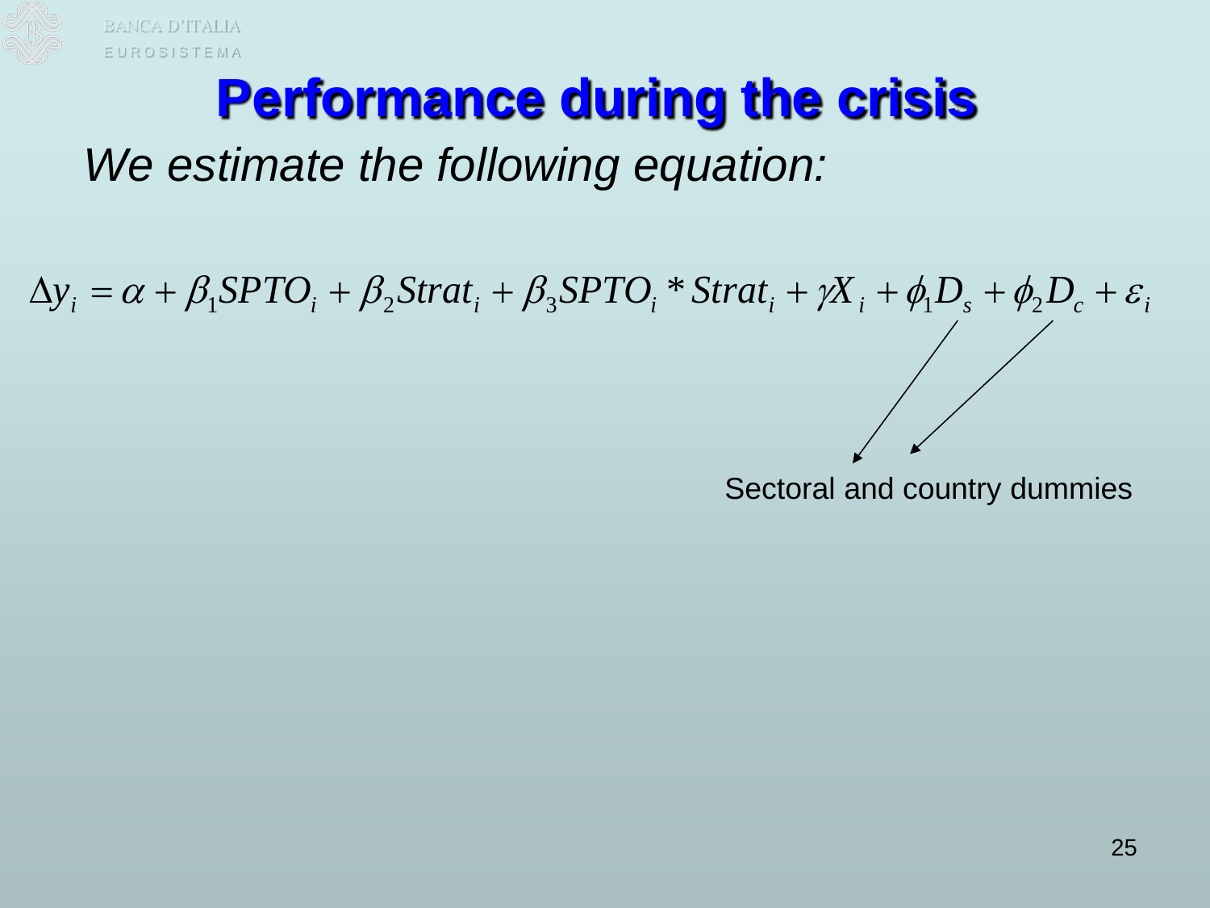# Performance during the crisis

*We estimate the following equation:*

$$\Delta y_i = \alpha + \beta_1 SPTO_i + \beta_2 Strat_i + \beta_3 SPTO_i * Strat_i + \gamma X_i + \phi_1 D_s + \phi_2 D_c + \varepsilon_i$$

Sectoral and country dummies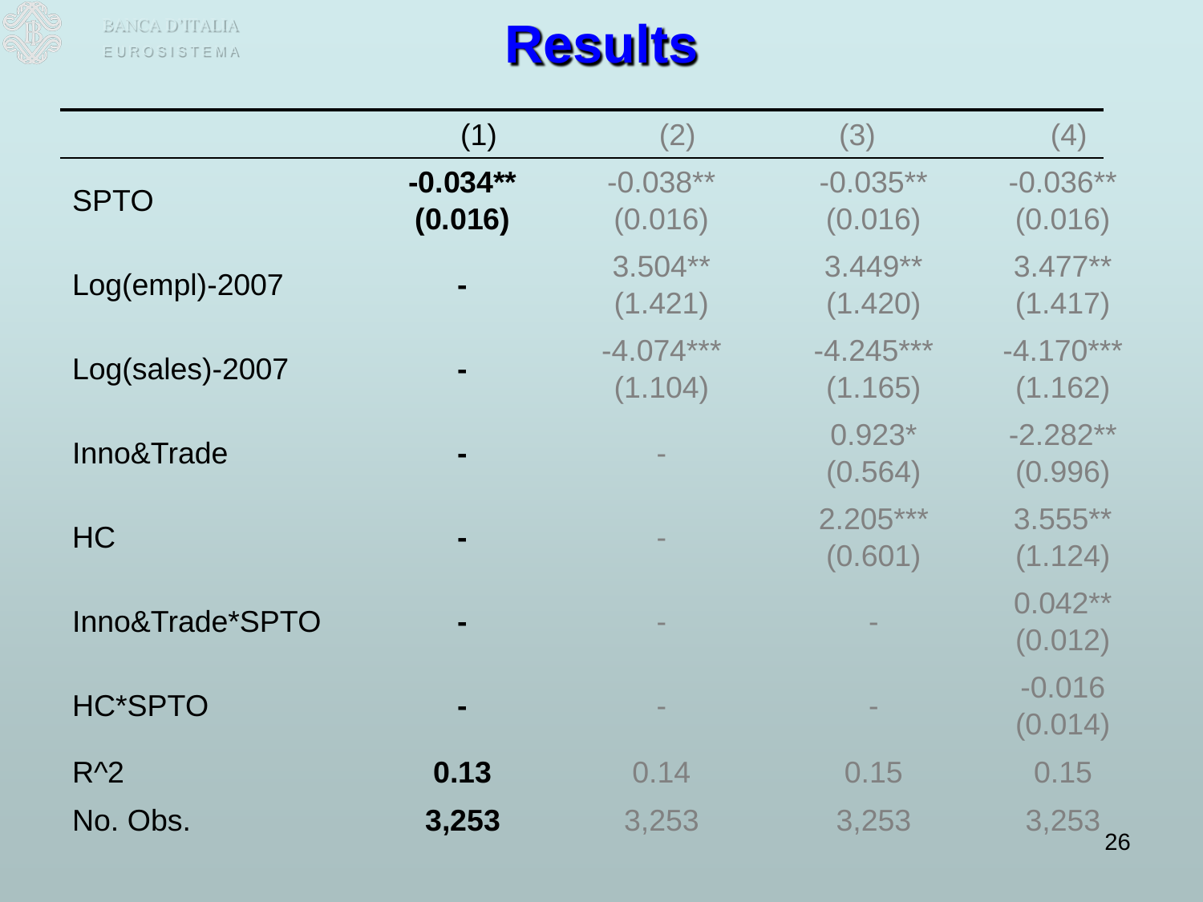# Results

| | (1) | (2) | (3) | (4) |
|---|---|---|---|---|
| SPTO | **-0.034**** **(0.016)** | -0.038** (0.016) | -0.035** (0.016) | -0.036** (0.016) |
| Log(empl)-2007 | **-** | 3.504** (1.421) | 3.449** (1.420) | 3.477** (1.417) |
| Log(sales)-2007 | **-** | -4.074*** (1.104) | -4.245*** (1.165) | -4.170*** (1.162) |
| Inno&Trade | **-** | - | 0.923* (0.564) | -2.282** (0.996) |
| HC | **-** | - | 2.205*** (0.601) | 3.555** (1.124) |
| Inno&Trade*SPTO | **-** | - | - | 0.042** (0.012) |
| HC*SPTO | **-** | - | - | -0.016 (0.014) |
| $R^2$ | **0.13** | 0.14 | 0.15 | 0.15 |
| No. Obs. | **3,253** | 3,253 | 3,253 | 3,253 |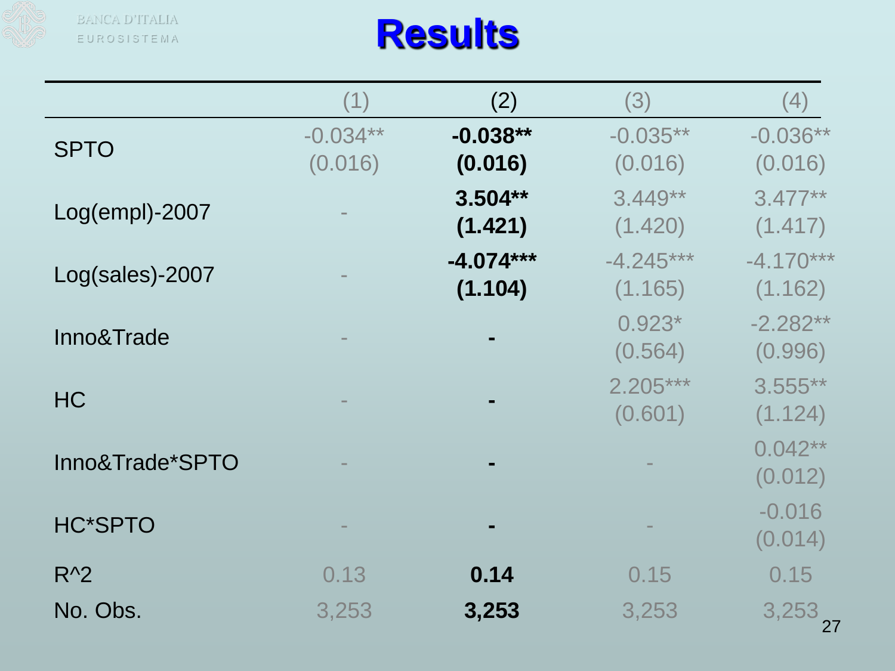# Results

| | (1) | (2) | (3) | (4) |
|---|---|---|---|---|
| SPTO | -0.034** (0.016) | **-0.038** (0.016)** | -0.035** (0.016) | -0.036** (0.016) |
| Log(empl)-2007 | - | **3.504** (1.421)** | 3.449** (1.420) | 3.477** (1.417) |
| Log(sales)-2007 | - | **-4.074*** (1.104)** | -4.245*** (1.165) | -4.170*** (1.162) |
| Inno&Trade | - | **-** | 0.923* (0.564) | -2.282** (0.996) |
| HC | - | **-** | 2.205*** (0.601) | 3.555** (1.124) |
| Inno&Trade*SPTO | - | **-** | - | 0.042** (0.012) |
| HC*SPTO | - | **-** | - | -0.016 (0.014) |
| $R^2$ | 0.13 | **0.14** | 0.15 | 0.15 |
| No. Obs. | 3,253 | **3,253** | 3,253 | 3,253 |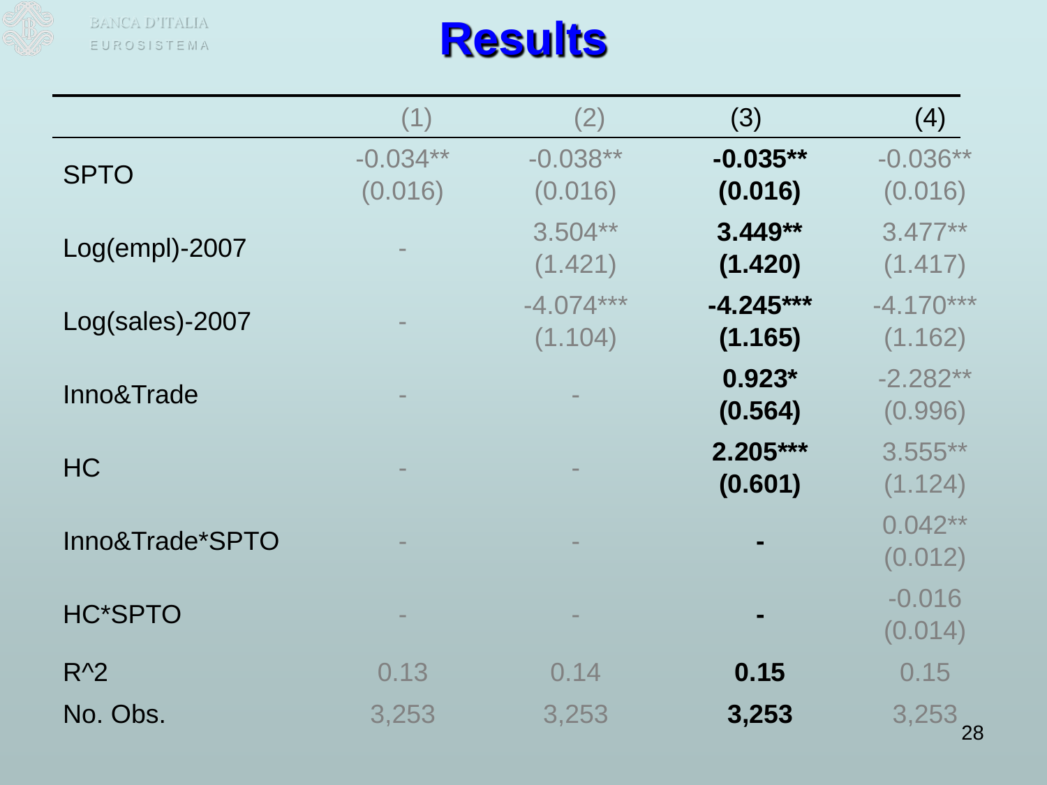# Results

| | (1) | (2) | (3) | (4) |
|---|---|---|---|---|
| SPTO | -0.034** (0.016) | -0.038** (0.016) | **-0.035** (0.016)** | -0.036** (0.016) |
| Log(empl)-2007 | - | 3.504** (1.421) | **3.449** (1.420)** | 3.477** (1.417) |
| Log(sales)-2007 | - | -4.074*** (1.104) | **-4.245*** (1.165)** | -4.170*** (1.162) |
| Inno&Trade | - | - | **0.923* (0.564)** | -2.282** (0.996) |
| HC | - | - | **2.205*** (0.601)** | 3.555** (1.124) |
| Inno&Trade*SPTO | - | - | **-** | 0.042** (0.012) |
| HC*SPTO | - | - | **-** | -0.016 (0.014) |
| $R^2$ | 0.13 | 0.14 | **0.15** | 0.15 |
| No. Obs. | 3,253 | 3,253 | **3,253** | 3,253 |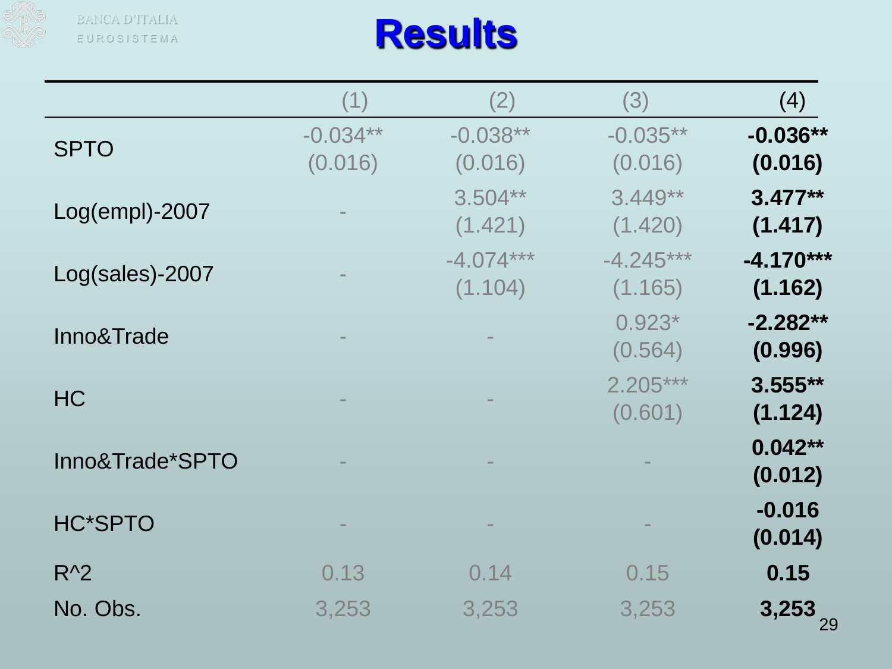# Results

| | (1) | (2) | (3) | (4) |
|---|---|---|---|---|
| SPTO | -0.034** (0.016) | -0.038** (0.016) | -0.035** (0.016) | **-0.036** (0.016)** |
| Log(empl)-2007 | - | 3.504** (1.421) | 3.449** (1.420) | **3.477** (1.417)** |
| Log(sales)-2007 | - | -4.074*** (1.104) | -4.245*** (1.165) | **-4.170*** (1.162)** |
| Inno&Trade | - | - | 0.923* (0.564) | **-2.282** (0.996)** |
| HC | - | - | 2.205*** (0.601) | **3.555** (1.124)** |
| Inno&Trade*SPTO | - | - | - | **0.042** (0.012)** |
| HC*SPTO | - | - | - | **-0.016 (0.014)** |
| R^2 | 0.13 | 0.14 | 0.15 | **0.15** |
| No. Obs. | 3,253 | 3,253 | 3,253 | **3,253** |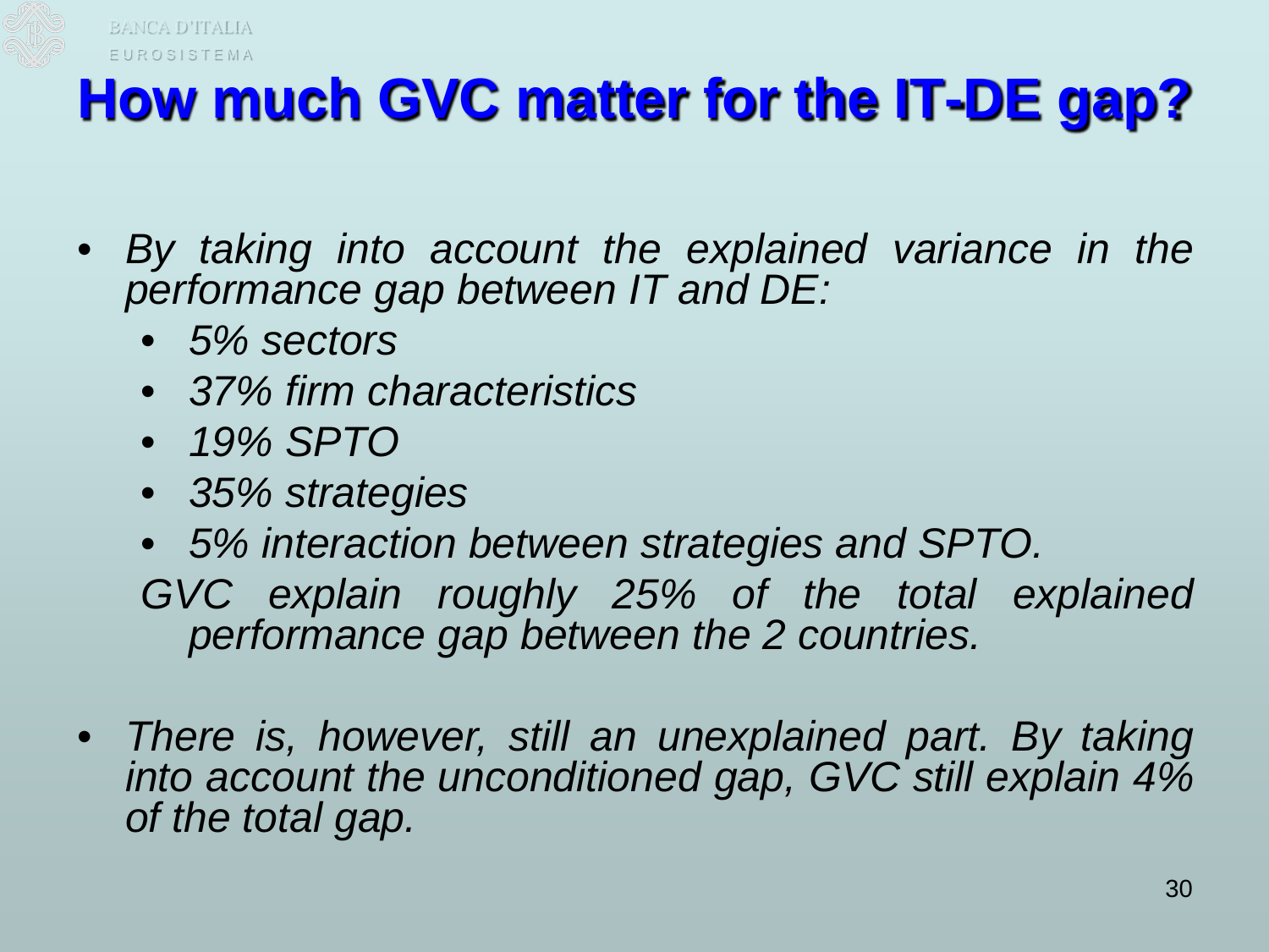# How much GVC matter for the IT-DE gap?

- *By taking into account the explained variance in the performance gap between IT and DE:*
  - *5% sectors*
  - *37% firm characteristics*
  - *19% SPTO*
  - *35% strategies*
  - *5% interaction between strategies and SPTO.*

  *GVC explain roughly 25% of the total explained performance gap between the 2 countries.*

- *There is, however, still an unexplained part. By taking into account the unconditioned gap, GVC still explain 4% of the total gap.*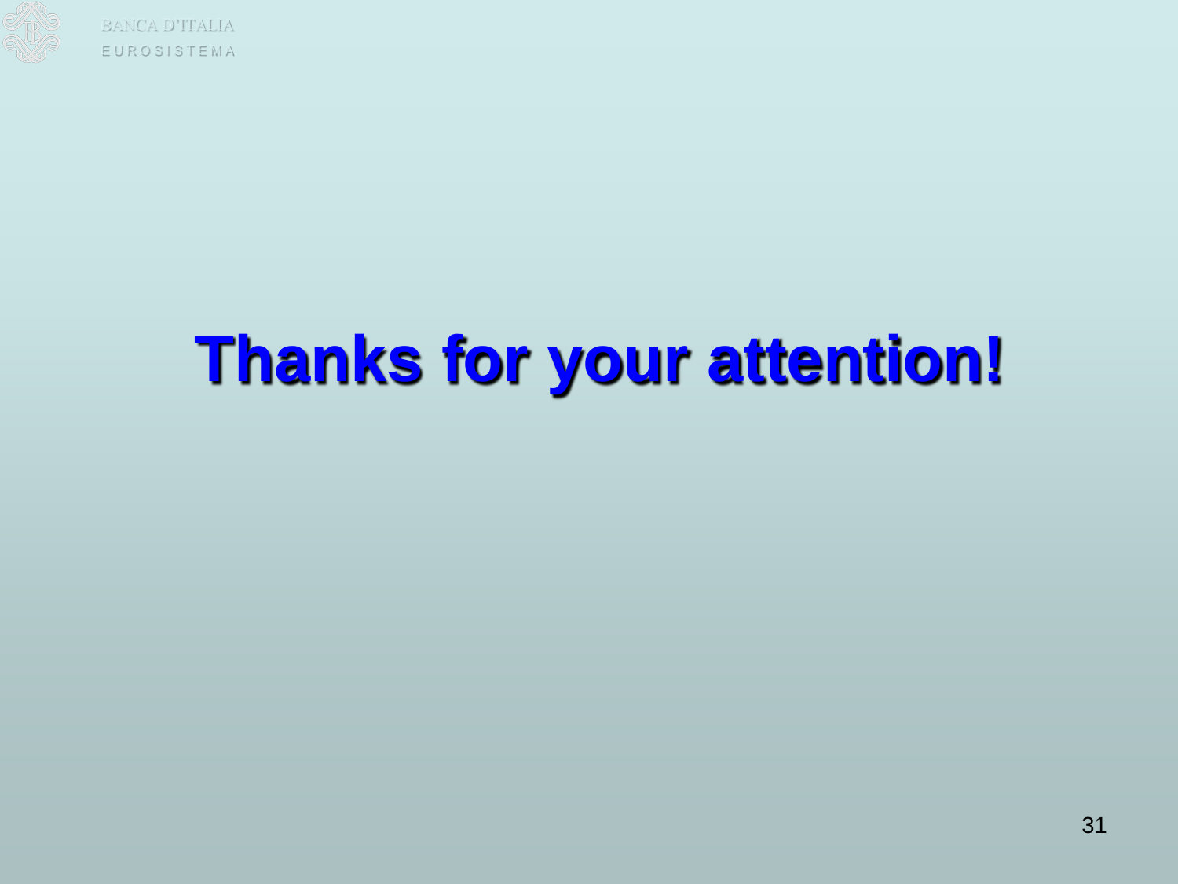# Thanks for your attention!